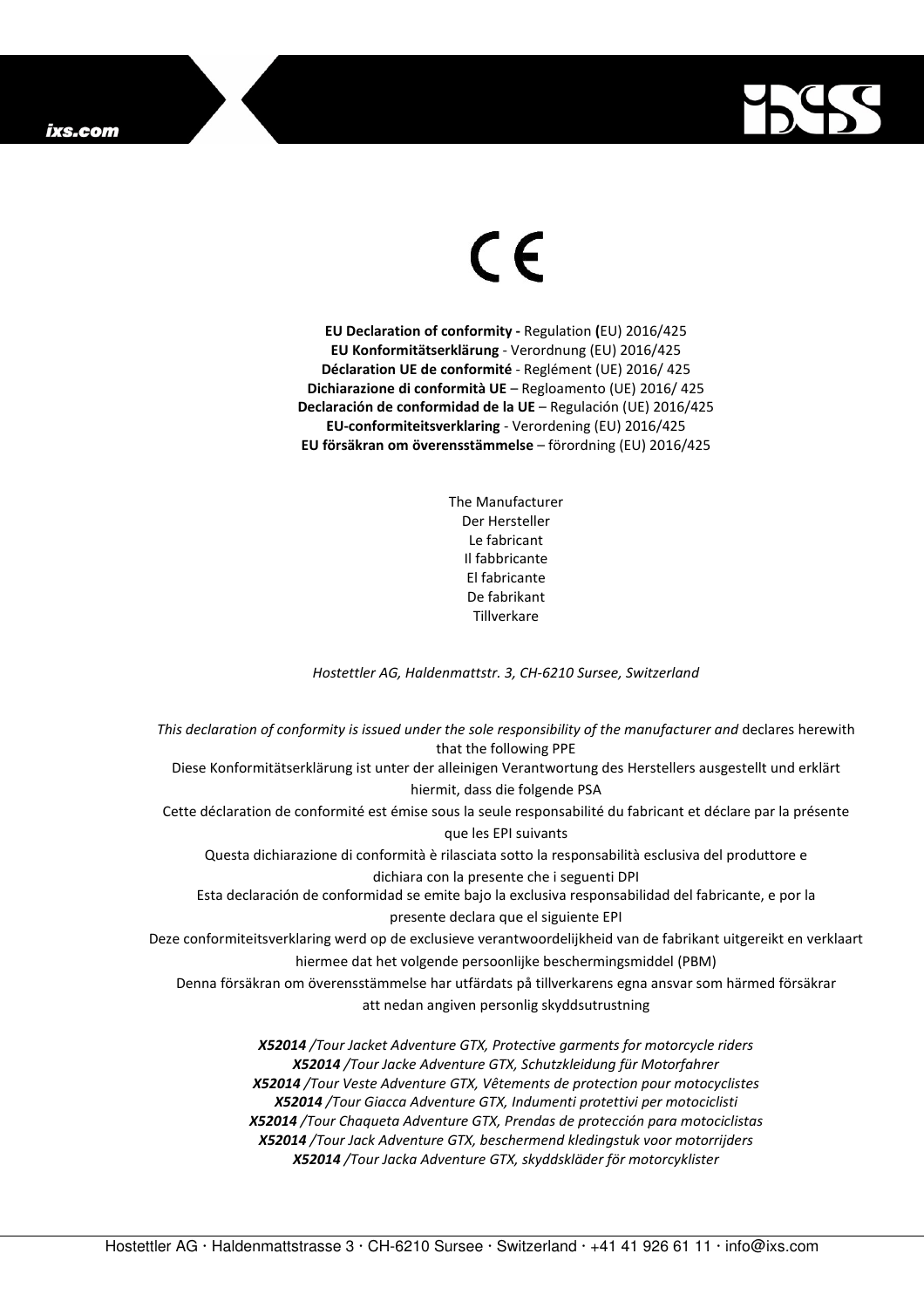CE

**EU Declaration of conformity -** Regulation **(**EU) 2016/425
**EU Konformitätserklärung** - Verordnung (EU) 2016/425
**Déclaration UE de conformité** - Reglément (UE) 2016/ 425
**Dichiarazione di conformità UE** – Regloamento (UE) 2016/ 425
**Declaración de conformidad de la UE** – Regulación (UE) 2016/425
**EU-conformiteitsverklaring** - Verordening (EU) 2016/425
**EU försäkran om överensstämmelse** – förordning (EU) 2016/425

The Manufacturer
Der Hersteller
Le fabricant
Il fabbricante
El fabricante
De fabrikant
Tillverkare

*Hostettler AG, Haldenmattstr. 3, CH-6210 Sursee, Switzerland*

*This declaration of conformity is issued under the sole responsibility of the manufacturer and* declares herewith that the following PPE
Diese Konformitätserklärung ist unter der alleinigen Verantwortung des Herstellers ausgestellt und erklärt hiermit, dass die folgende PSA
Cette déclaration de conformité est émise sous la seule responsabilité du fabricant et déclare par la présente que les EPI suivants
Questa dichiarazione di conformità è rilasciata sotto la responsabilità esclusiva del produttore e dichiara con la presente che i seguenti DPI
Esta declaración de conformidad se emite bajo la exclusiva responsabilidad del fabricante, e por la presente declara que el siguiente EPI
Deze conformiteitsverklaring werd op de exclusieve verantwoordelijkheid van de fabrikant uitgereikt en verklaart hiermee dat het volgende persoonlijke beschermingsmiddel (PBM)
Denna försäkran om överensstämmelse har utfärdats på tillverkarens egna ansvar som härmed försäkrar att nedan angiven personlig skyddsutrustning

***X52014** /Tour Jacket Adventure GTX, Protective garments for motorcycle riders*
***X52014** /Tour Jacke Adventure GTX, Schutzkleidung für Motorfahrer*
***X52014** /Tour Veste Adventure GTX, Vêtements de protection pour motocyclistes*
***X52014** /Tour Giacca Adventure GTX, Indumenti protettivi per motociclisti*
***X52014** /Tour Chaqueta Adventure GTX, Prendas de protección para motociclistas*
***X52014** /Tour Jack Adventure GTX, beschermend kledingstuk voor motorrijders*
***X52014** /Tour Jacka Adventure GTX, skyddskläder för motorcyklister*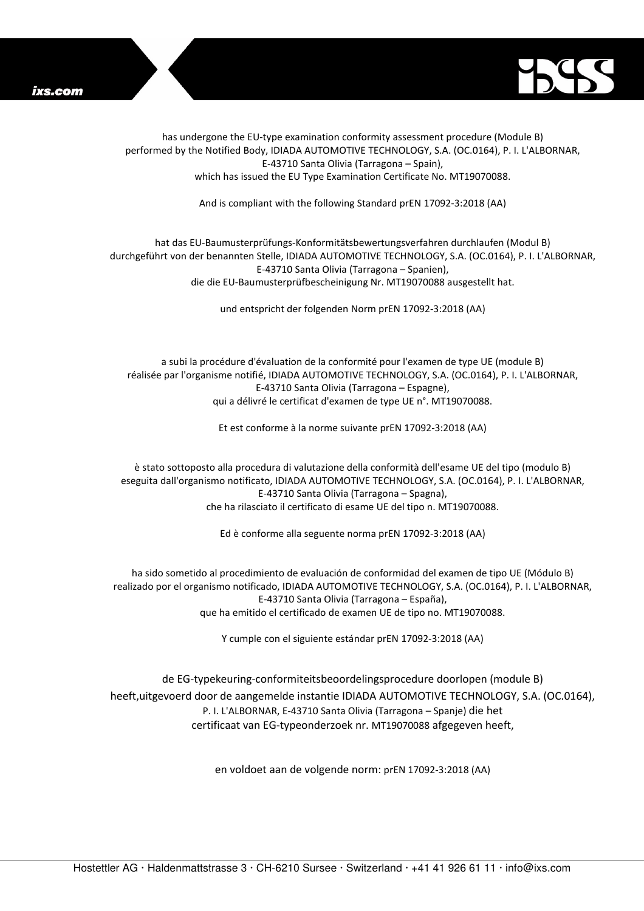has undergone the EU-type examination conformity assessment procedure (Module B)
performed by the Notified Body, IDIADA AUTOMOTIVE TECHNOLOGY, S.A. (OC.0164), P. I. L'ALBORNAR,
E-43710 Santa Olivia (Tarragona – Spain),
which has issued the EU Type Examination Certificate No. MT19070088.

And is compliant with the following Standard prEN 17092-3:2018 (AA)

hat das EU-Baumusterprüfungs-Konformitätsbewertungsverfahren durchlaufen (Modul B)
durchgeführt von der benannten Stelle, IDIADA AUTOMOTIVE TECHNOLOGY, S.A. (OC.0164), P. I. L'ALBORNAR,
E-43710 Santa Olivia (Tarragona – Spanien),
die die EU-Baumusterprüfbescheinigung Nr. MT19070088 ausgestellt hat.

und entspricht der folgenden Norm prEN 17092-3:2018 (AA)

a subi la procédure d'évaluation de la conformité pour l'examen de type UE (module B)
réalisée par l'organisme notifié, IDIADA AUTOMOTIVE TECHNOLOGY, S.A. (OC.0164), P. I. L'ALBORNAR,
E-43710 Santa Olivia (Tarragona – Espagne),
qui a délivré le certificat d'examen de type UE n°. MT19070088.

Et est conforme à la norme suivante prEN 17092-3:2018 (AA)

è stato sottoposto alla procedura di valutazione della conformità dell'esame UE del tipo (modulo B)
eseguita dall'organismo notificato, IDIADA AUTOMOTIVE TECHNOLOGY, S.A. (OC.0164), P. I. L'ALBORNAR,
E-43710 Santa Olivia (Tarragona – Spagna),
che ha rilasciato il certificato di esame UE del tipo n. MT19070088.

Ed è conforme alla seguente norma prEN 17092-3:2018 (AA)

ha sido sometido al procedimiento de evaluación de conformidad del examen de tipo UE (Módulo B)
realizado por el organismo notificado, IDIADA AUTOMOTIVE TECHNOLOGY, S.A. (OC.0164), P. I. L'ALBORNAR,
E-43710 Santa Olivia (Tarragona – España),
que ha emitido el certificado de examen UE de tipo no. MT19070088.

Y cumple con el siguiente estándar prEN 17092-3:2018 (AA)

de EG-typekeuring-conformiteitsbeoordelingsprocedure doorlopen (module B)
heeft,uitgevoerd door de aangemelde instantie IDIADA AUTOMOTIVE TECHNOLOGY, S.A. (OC.0164),
P. I. L'ALBORNAR, E-43710 Santa Olivia (Tarragona – Spanje) die het
certificaat van EG-typeonderzoek nr. MT19070088 afgegeven heeft,

en voldoet aan de volgende norm: prEN 17092-3:2018 (AA)

Hostettler AG · Haldenmattstrasse 3 · CH-6210 Sursee · Switzerland · +41 41 926 61 11 · info@ixs.com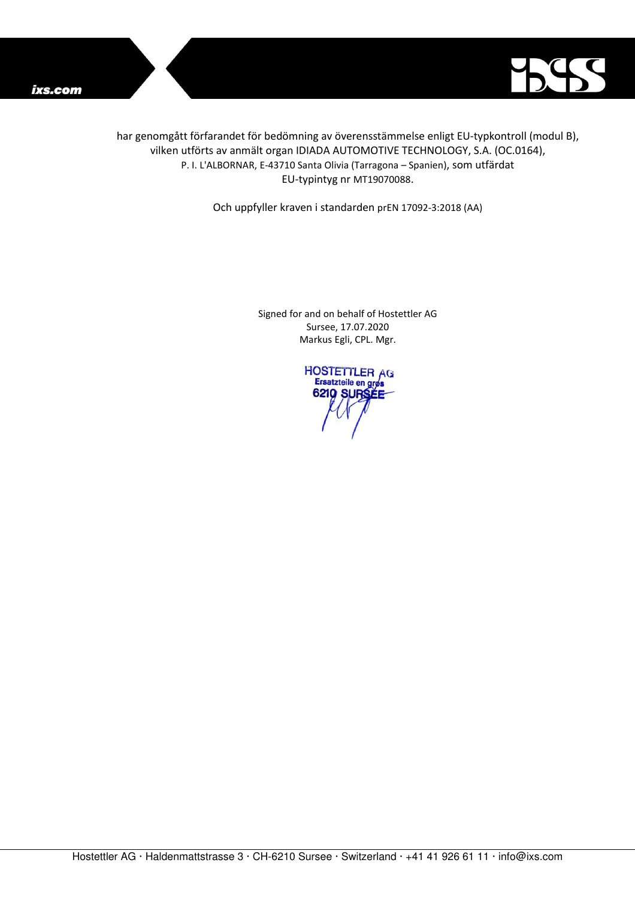har genomgått förfarandet för bedömning av överensstämmelse enligt EU-typkontroll (modul B), vilken utförts av anmält organ IDIADA AUTOMOTIVE TECHNOLOGY, S.A. (OC.0164), P. I. L'ALBORNAR, E-43710 Santa Olivia (Tarragona – Spanien), som utfärdat EU-typintyg nr MT19070088.

Och uppfyller kraven i standarden prEN 17092-3:2018 (AA)

Signed for and on behalf of Hostettler AG
Sursee, 17.07.2020
Markus Egli, CPL. Mgr.

HOSTETTLER AG
Ersatzteile en gros
6210 SURSEE